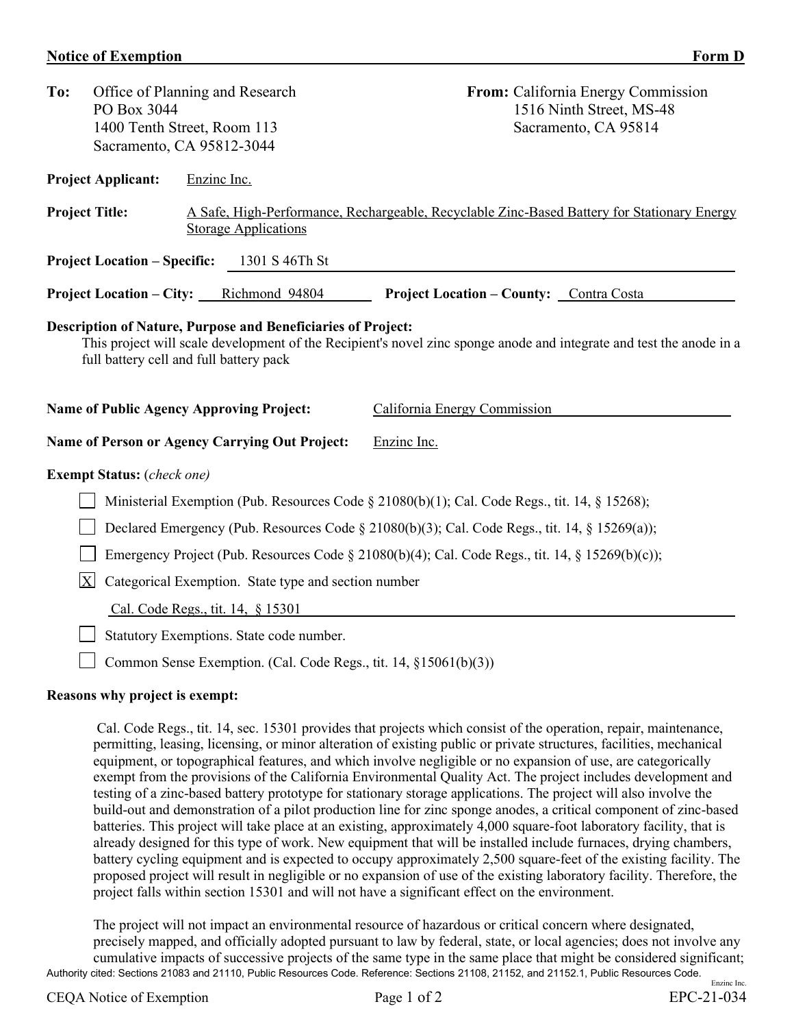**Notice of Exemption** **Form D**

**To:** Office of Planning and Research
PO Box 3044
1400 Tenth Street, Room 113
Sacramento, CA 95812-3044

**From:** California Energy Commission
1516 Ninth Street, MS-48
Sacramento, CA 95814

**Project Applicant:** Enzinc Inc.

**Project Title:** A Safe, High-Performance, Rechargeable, Recyclable Zinc-Based Battery for Stationary Energy Storage Applications

**Project Location – Specific:** 1301 S 46Th St

**Project Location – City:** Richmond 94804 **Project Location – County:** Contra Costa

**Description of Nature, Purpose and Beneficiaries of Project:**

This project will scale development of the Recipient's novel zinc sponge anode and integrate and test the anode in a full battery cell and full battery pack

**Name of Public Agency Approving Project:** California Energy Commission

**Name of Person or Agency Carrying Out Project:** Enzinc Inc.

**Exempt Status:** (*check one*)

- ☐ Ministerial Exemption (Pub. Resources Code § 21080(b)(1); Cal. Code Regs., tit. 14, § 15268);
- ☐ Declared Emergency (Pub. Resources Code § 21080(b)(3); Cal. Code Regs., tit. 14, § 15269(a));
- ☐ Emergency Project (Pub. Resources Code § 21080(b)(4); Cal. Code Regs., tit. 14, § 15269(b)(c));
- ☒ Categorical Exemption. State type and section number
  Cal. Code Regs., tit. 14, § 15301
- ☐ Statutory Exemptions. State code number.
- ☐ Common Sense Exemption. (Cal. Code Regs., tit. 14, §15061(b)(3))

**Reasons why project is exempt:**

Cal. Code Regs., tit. 14, sec. 15301 provides that projects which consist of the operation, repair, maintenance, permitting, leasing, licensing, or minor alteration of existing public or private structures, facilities, mechanical equipment, or topographical features, and which involve negligible or no expansion of use, are categorically exempt from the provisions of the California Environmental Quality Act. The project includes development and testing of a zinc-based battery prototype for stationary storage applications. The project will also involve the build-out and demonstration of a pilot production line for zinc sponge anodes, a critical component of zinc-based batteries. This project will take place at an existing, approximately 4,000 square-foot laboratory facility, that is already designed for this type of work. New equipment that will be installed include furnaces, drying chambers, battery cycling equipment and is expected to occupy approximately 2,500 square-feet of the existing facility. The proposed project will result in negligible or no expansion of use of the existing laboratory facility. Therefore, the project falls within section 15301 and will not have a significant effect on the environment.

The project will not impact an environmental resource of hazardous or critical concern where designated, precisely mapped, and officially adopted pursuant to law by federal, state, or local agencies; does not involve any cumulative impacts of successive projects of the same type in the same place that might be considered significant;

Authority cited: Sections 21083 and 21110, Public Resources Code. Reference: Sections 21108, 21152, and 21152.1, Public Resources Code.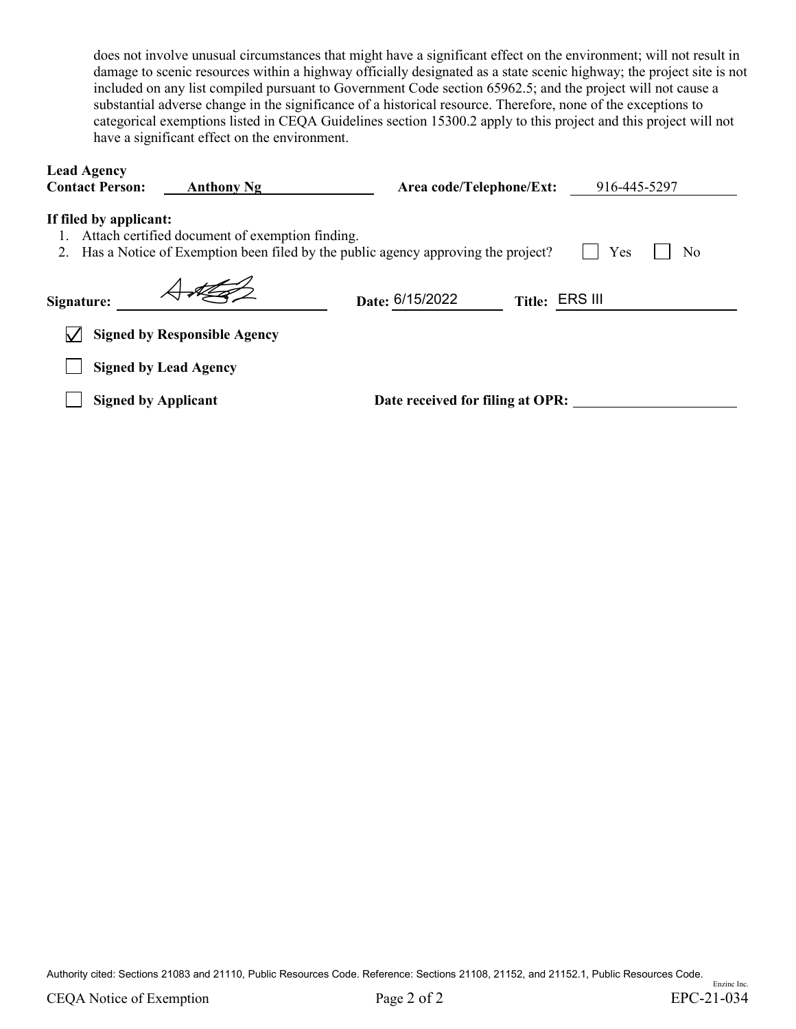does not involve unusual circumstances that might have a significant effect on the environment; will not result in damage to scenic resources within a highway officially designated as a state scenic highway; the project site is not included on any list compiled pursuant to Government Code section 65962.5; and the project will not cause a substantial adverse change in the significance of a historical resource. Therefore, none of the exceptions to categorical exemptions listed in CEQA Guidelines section 15300.2 apply to this project and this project will not have a significant effect on the environment.

**Lead Agency Contact Person:** Anthony Ng **Area code/Telephone/Ext:** 916-445-5297

**If filed by applicant:**

1. Attach certified document of exemption finding.
2. Has a Notice of Exemption been filed by the public agency approving the project? ☐ Yes ☐ No

**Signature:** [signature] **Date:** 6/15/2022 **Title:** ERS III

☑ **Signed by Responsible Agency**

☐ **Signed by Lead Agency**

☐ **Signed by Applicant** **Date received for filing at OPR:** ____________

Authority cited: Sections 21083 and 21110, Public Resources Code. Reference: Sections 21108, 21152, and 21152.1, Public Resources Code.

CEQA Notice of Exemption EPC-21-034